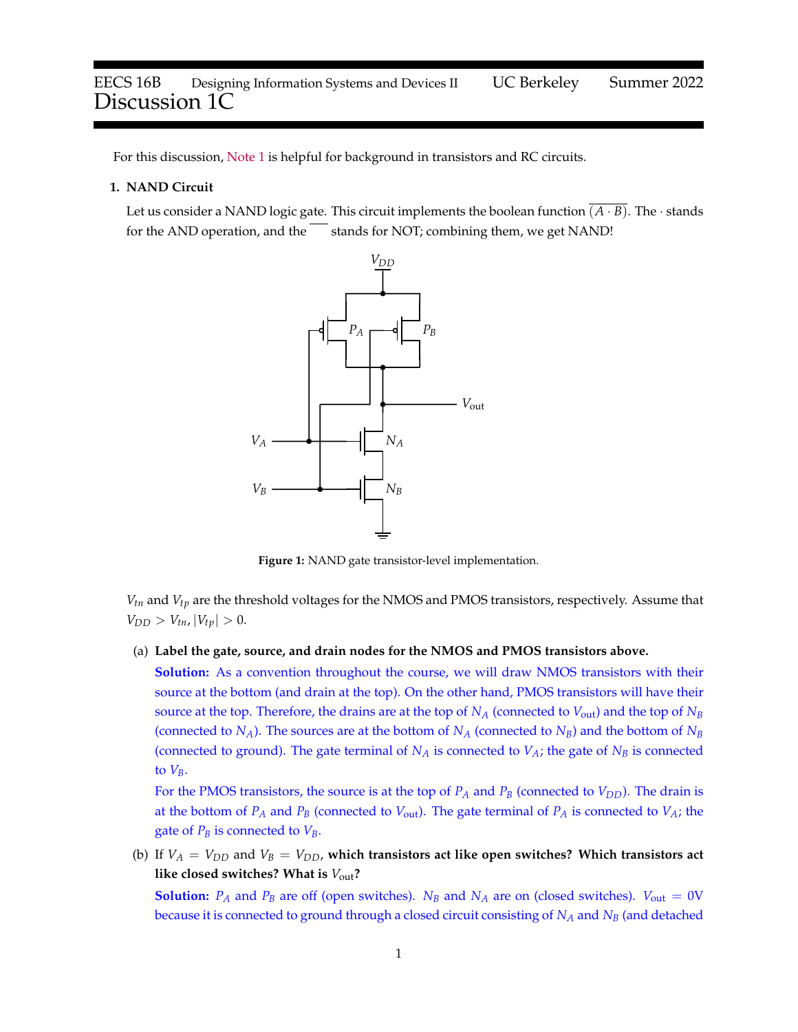# EECS 16B Designing Information Systems and Devices II UC Berkeley Summer 2022
# Discussion 1C

For this discussion, Note 1 is helpful for background in transistors and RC circuits.

**1. NAND Circuit**

Let us consider a NAND logic gate. This circuit implements the boolean function $\overline{(A \cdot B)}$. The $\cdot$ stands for the AND operation, and the $\overline{\phantom{x}}$ stands for NOT; combining them, we get NAND!

**Figure 1:** NAND gate transistor-level implementation.

$V_{tn}$ and $V_{tp}$ are the threshold voltages for the NMOS and PMOS transistors, respectively. Assume that $V_{DD} > V_{tn}, |V_{tp}| > 0$.

(a) **Label the gate, source, and drain nodes for the NMOS and PMOS transistors above.**

**Solution:** As a convention throughout the course, we will draw NMOS transistors with their source at the bottom (and drain at the top). On the other hand, PMOS transistors will have their source at the top. Therefore, the drains are at the top of $N_A$ (connected to $V_{\text{out}}$) and the top of $N_B$ (connected to $N_A$). The sources are at the bottom of $N_A$ (connected to $N_B$) and the bottom of $N_B$ (connected to ground). The gate terminal of $N_A$ is connected to $V_A$; the gate of $N_B$ is connected to $V_B$.

For the PMOS transistors, the source is at the top of $P_A$ and $P_B$ (connected to $V_{DD}$). The drain is at the bottom of $P_A$ and $P_B$ (connected to $V_{\text{out}}$). The gate terminal of $P_A$ is connected to $V_A$; the gate of $P_B$ is connected to $V_B$.

(b) If $V_A = V_{DD}$ and $V_B = V_{DD}$, **which transistors act like open switches? Which transistors act like closed switches? What is $V_{\text{out}}$?**

**Solution:** $P_A$ and $P_B$ are off (open switches). $N_B$ and $N_A$ are on (closed switches). $V_{\text{out}} = 0\text{V}$ because it is connected to ground through a closed circuit consisting of $N_A$ and $N_B$ (and detached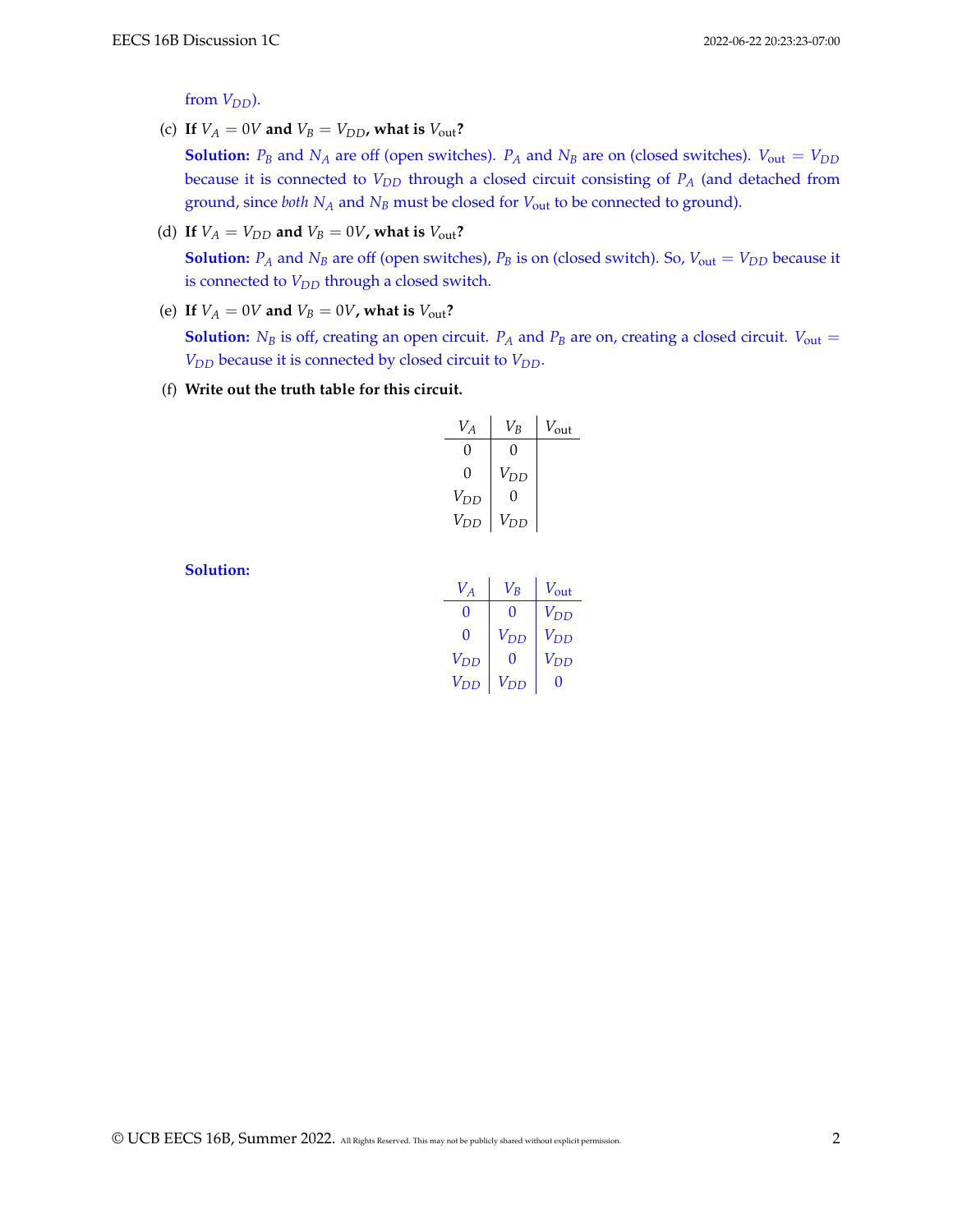from $V_{DD}$).

(c) **If $V_A = 0V$ and $V_B = V_{DD}$, what is $V_{\text{out}}$?**

**Solution:** $P_B$ and $N_A$ are off (open switches). $P_A$ and $N_B$ are on (closed switches). $V_{\text{out}} = V_{DD}$ because it is connected to $V_{DD}$ through a closed circuit consisting of $P_A$ (and detached from ground, since *both* $N_A$ and $N_B$ must be closed for $V_{\text{out}}$ to be connected to ground).

(d) **If $V_A = V_{DD}$ and $V_B = 0V$, what is $V_{\text{out}}$?**

**Solution:** $P_A$ and $N_B$ are off (open switches), $P_B$ is on (closed switch). So, $V_{\text{out}} = V_{DD}$ because it is connected to $V_{DD}$ through a closed switch.

(e) **If $V_A = 0V$ and $V_B = 0V$, what is $V_{\text{out}}$?**

**Solution:** $N_B$ is off, creating an open circuit. $P_A$ and $P_B$ are on, creating a closed circuit. $V_{\text{out}} = V_{DD}$ because it is connected by closed circuit to $V_{DD}$.

(f) **Write out the truth table for this circuit.**

| $V_A$ | $V_B$ | $V_{\text{out}}$ |
|---|---|---|
| 0 | 0 | |
| 0 | $V_{DD}$ | |
| $V_{DD}$ | 0 | |
| $V_{DD}$ | $V_{DD}$ | |

**Solution:**

| $V_A$ | $V_B$ | $V_{\text{out}}$ |
|---|---|---|
| 0 | 0 | $V_{DD}$ |
| 0 | $V_{DD}$ | $V_{DD}$ |
| $V_{DD}$ | 0 | $V_{DD}$ |
| $V_{DD}$ | $V_{DD}$ | 0 |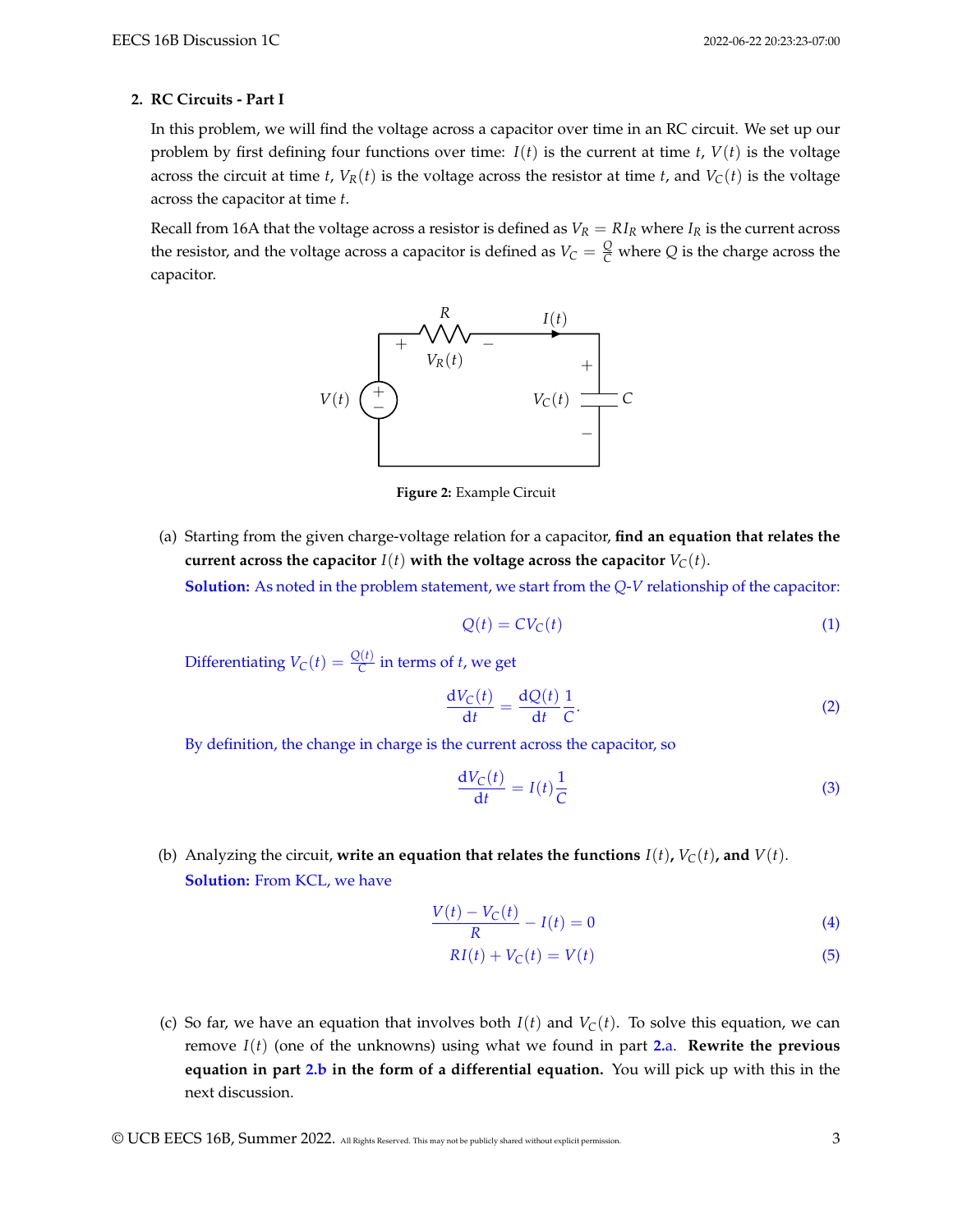**2. RC Circuits - Part I**

In this problem, we will find the voltage across a capacitor over time in an RC circuit. We set up our problem by first defining four functions over time: $I(t)$ is the current at time $t$, $V(t)$ is the voltage across the circuit at time $t$, $V_R(t)$ is the voltage across the resistor at time $t$, and $V_C(t)$ is the voltage across the capacitor at time $t$.

Recall from 16A that the voltage across a resistor is defined as $V_R = RI_R$ where $I_R$ is the current across the resistor, and the voltage across a capacitor is defined as $V_C = \frac{Q}{C}$ where $Q$ is the charge across the capacitor.

**Figure 2:** Example Circuit

(a) Starting from the given charge-voltage relation for a capacitor, **find an equation that relates the current across the capacitor $I(t)$ with the voltage across the capacitor $V_C(t)$.**

**Solution:** As noted in the problem statement, we start from the $Q$-$V$ relationship of the capacitor:

$$Q(t) = CV_C(t) \tag{1}$$

Differentiating $V_C(t) = \frac{Q(t)}{C}$ in terms of $t$, we get

$$\frac{dV_C(t)}{dt} = \frac{dQ(t)}{dt}\frac{1}{C}. \tag{2}$$

By definition, the change in charge is the current across the capacitor, so

$$\frac{dV_C(t)}{dt} = I(t)\frac{1}{C} \tag{3}$$

(b) Analyzing the circuit, **write an equation that relates the functions $I(t)$, $V_C(t)$, and $V(t)$.**

**Solution:** From KCL, we have

$$\frac{V(t) - V_C(t)}{R} - I(t) = 0 \tag{4}$$

$$RI(t) + V_C(t) = V(t) \tag{5}$$

(c) So far, we have an equation that involves both $I(t)$ and $V_C(t)$. To solve this equation, we can remove $I(t)$ (one of the unknowns) using what we found in part 2.a. **Rewrite the previous equation in part 2.b in the form of a differential equation.** You will pick up with this in the next discussion.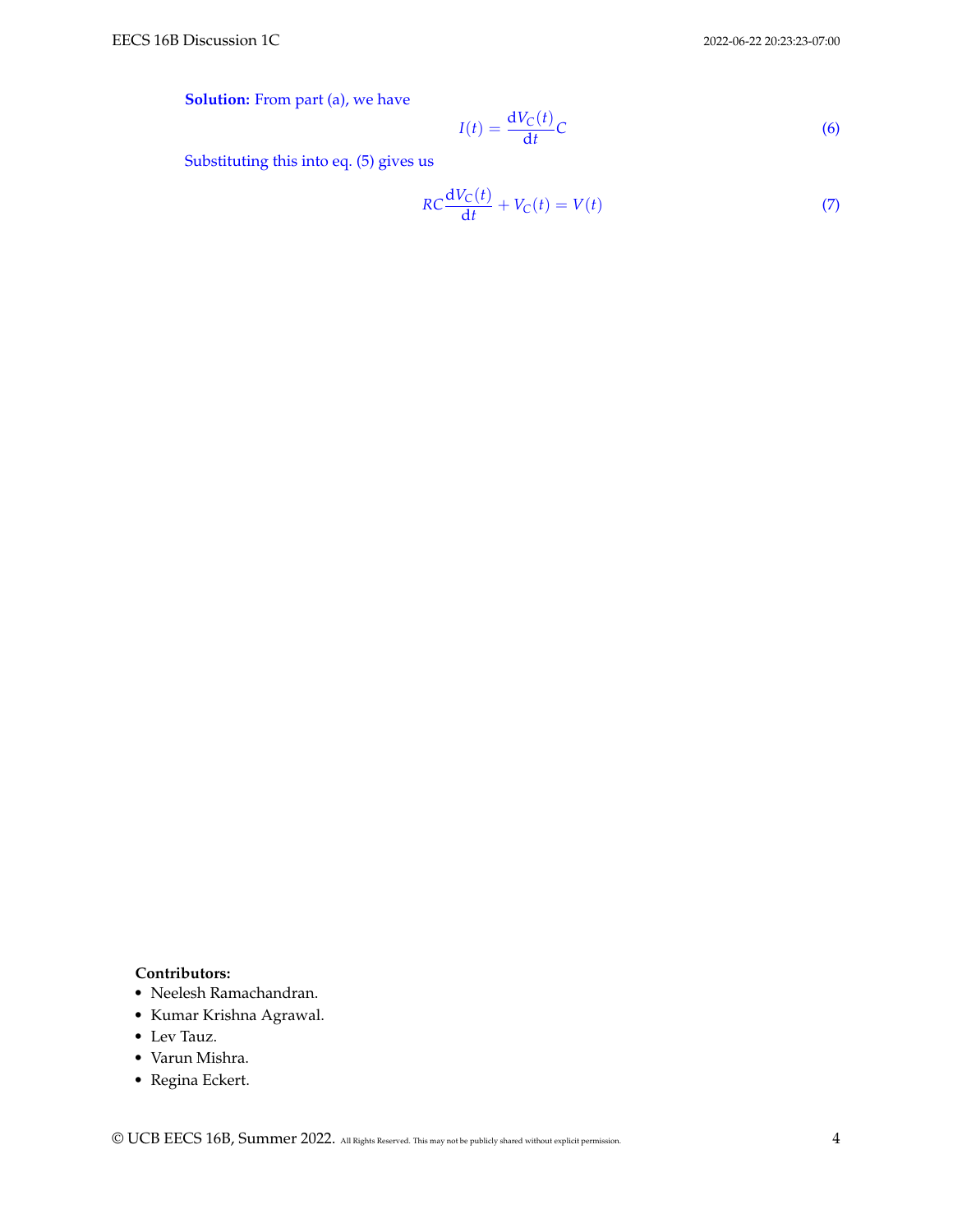**Solution:** From part (a), we have

$$I(t) = \frac{\mathrm{d}V_C(t)}{\mathrm{d}t}C \tag{6}$$

Substituting this into eq. (5) gives us

$$RC\frac{\mathrm{d}V_C(t)}{\mathrm{d}t} + V_C(t) = V(t) \tag{7}$$

**Contributors:**

- Neelesh Ramachandran.
- Kumar Krishna Agrawal.
- Lev Tauz.
- Varun Mishra.
- Regina Eckert.